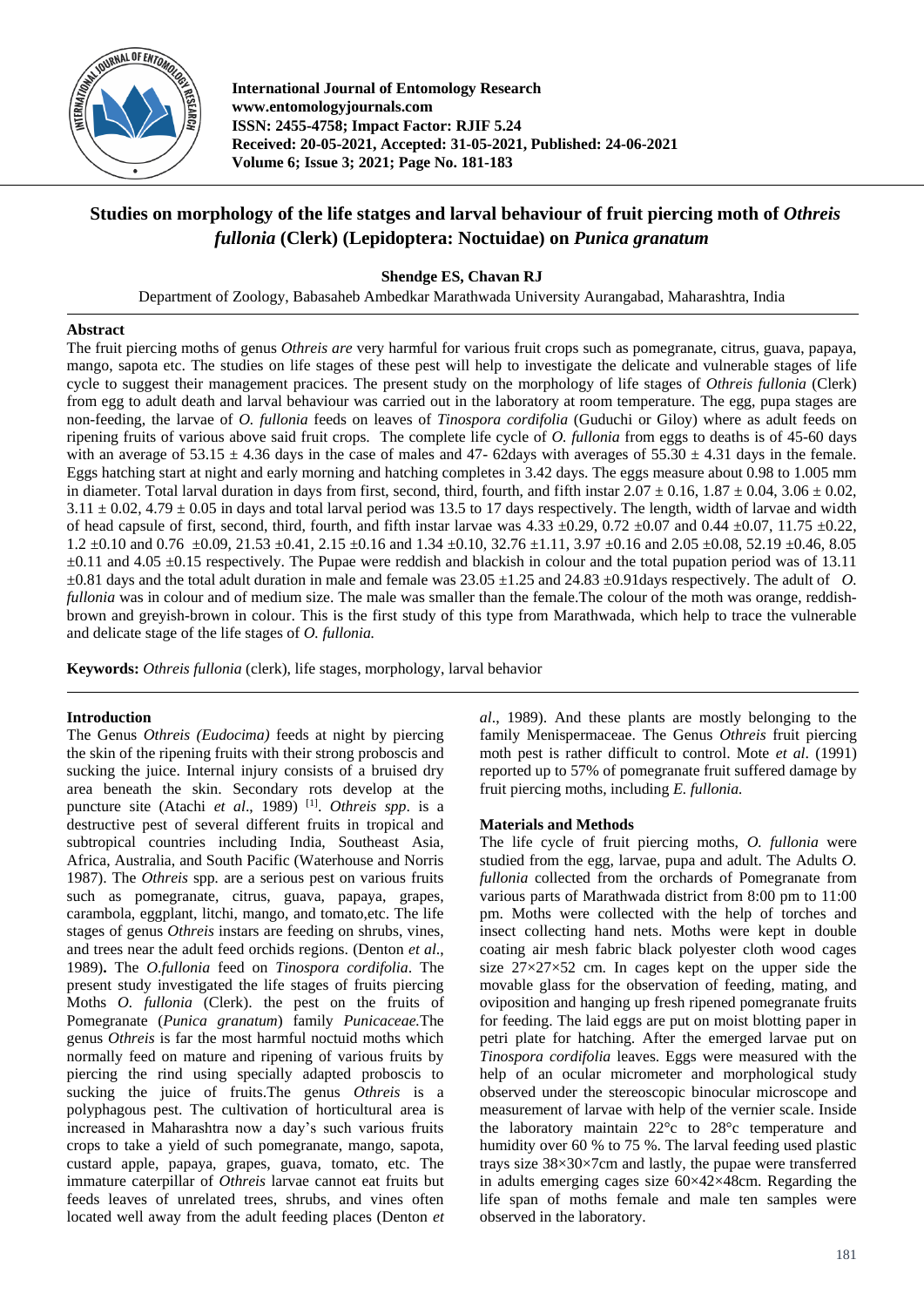# Studies on morphology of the life statges and larval behaviour of fruit piercing moth of *Othreis fullonia* (Clerk) (Lepidoptera: Noctuidae) on *Punica granatum*

**Shendge ES, Chavan RJ**

Department of Zoology, Babasaheb Ambedkar Marathwada University Aurangabad, Maharashtra, India

## Abstract

The fruit piercing moths of genus *Othreis are* very harmful for various fruit crops such as pomegranate, citrus, guava, papaya, mango, sapota etc. The studies on life stages of these pest will help to investigate the delicate and vulnerable stages of life cycle to suggest their management pracices. The present study on the morphology of life stages of *Othreis fullonia* (Clerk) from egg to adult death and larval behaviour was carried out in the laboratory at room temperature. The egg, pupa stages are non-feeding, the larvae of *O. fullonia* feeds on leaves of *Tinospora cordifolia* (Guduchi or Giloy) where as adult feeds on ripening fruits of various above said fruit crops. The complete life cycle of *O. fullonia* from eggs to deaths is of 45-60 days with an average of 53.15 ± 4.36 days in the case of males and 47- 62days with averages of 55.30 ± 4.31 days in the female. Eggs hatching start at night and early morning and hatching completes in 3.42 days. The eggs measure about 0.98 to 1.005 mm in diameter. Total larval duration in days from first, second, third, fourth, and fifth instar 2.07 ± 0.16, 1.87 ± 0.04, 3.06 ± 0.02, 3.11 ± 0.02, 4.79 ± 0.05 in days and total larval period was 13.5 to 17 days respectively. The length, width of larvae and width of head capsule of first, second, third, fourth, and fifth instar larvae was 4.33 ±0.29, 0.72 ±0.07 and 0.44 ±0.07, 11.75 ±0.22, 1.2 ±0.10 and 0.76 ±0.09, 21.53 ±0.41, 2.15 ±0.16 and 1.34 ±0.10, 32.76 ±1.11, 3.97 ±0.16 and 2.05 ±0.08, 52.19 ±0.46, 8.05 ±0.11 and 4.05 ±0.15 respectively. The Pupae were reddish and blackish in colour and the total pupation period was of 13.11 ±0.81 days and the total adult duration in male and female was 23.05 ±1.25 and 24.83 ±0.91days respectively. The adult of *O. fullonia* was in colour and of medium size. The male was smaller than the female.The colour of the moth was orange, reddish-brown and greyish-brown in colour. This is the first study of this type from Marathwada, which help to trace the vulnerable and delicate stage of the life stages of *O. fullonia.*

**Keywords:** *Othreis fullonia* (clerk), life stages, morphology, larval behavior

## Introduction

The Genus *Othreis (Eudocima)* feeds at night by piercing the skin of the ripening fruits with their strong proboscis and sucking the juice. Internal injury consists of a bruised dry area beneath the skin. Secondary rots develop at the puncture site (Atachi *et al*., 1989) [1]. *Othreis spp*. is a destructive pest of several different fruits in tropical and subtropical countries including India, Southeast Asia, Africa, Australia, and South Pacific (Waterhouse and Norris 1987). The *Othreis* spp. are a serious pest on various fruits such as pomegranate, citrus, guava, papaya, grapes, carambola, eggplant, litchi, mango, and tomato,etc. The life stages of genus *Othreis* instars are feeding on shrubs, vines, and trees near the adult feed orchids regions. (Denton *et al*., 1989)**.** The *O.fullonia* feed on *Tinospora cordifolia*. The present study investigated the life stages of fruits piercing Moths *O. fullonia* (Clerk). the pest on the fruits of Pomegranate (*Punica granatum*) family *Punicaceae.*The genus *Othreis* is far the most harmful noctuid moths which normally feed on mature and ripening of various fruits by piercing the rind using specially adapted proboscis to sucking the juice of fruits.The genus *Othreis* is a polyphagous pest. The cultivation of horticultural area is increased in Maharashtra now a day's such various fruits crops to take a yield of such pomegranate, mango, sapota, custard apple, papaya, grapes, guava, tomato, etc. The immature caterpillar of *Othreis* larvae cannot eat fruits but feeds leaves of unrelated trees, shrubs, and vines often located well away from the adult feeding places (Denton *et al*., 1989). And these plants are mostly belonging to the family Menispermaceae. The Genus *Othreis* fruit piercing moth pest is rather difficult to control. Mote *et al*. (1991) reported up to 57% of pomegranate fruit suffered damage by fruit piercing moths, including *E. fullonia.*

## Materials and Methods

The life cycle of fruit piercing moths, *O. fullonia* were studied from the egg, larvae, pupa and adult. The Adults *O. fullonia* collected from the orchards of Pomegranate from various parts of Marathwada district from 8:00 pm to 11:00 pm. Moths were collected with the help of torches and insect collecting hand nets. Moths were kept in double coating air mesh fabric black polyester cloth wood cages size 27×27×52 cm. In cages kept on the upper side the movable glass for the observation of feeding, mating, and oviposition and hanging up fresh ripened pomegranate fruits for feeding. The laid eggs are put on moist blotting paper in petri plate for hatching. After the emerged larvae put on *Tinospora cordifolia* leaves. Eggs were measured with the help of an ocular micrometer and morphological study observed under the stereoscopic binocular microscope and measurement of larvae with help of the vernier scale. Inside the laboratory maintain 22°c to 28°c temperature and humidity over 60 % to 75 %. The larval feeding used plastic trays size 38×30×7cm and lastly, the pupae were transferred in adults emerging cages size 60×42×48cm. Regarding the life span of moths female and male ten samples were observed in the laboratory.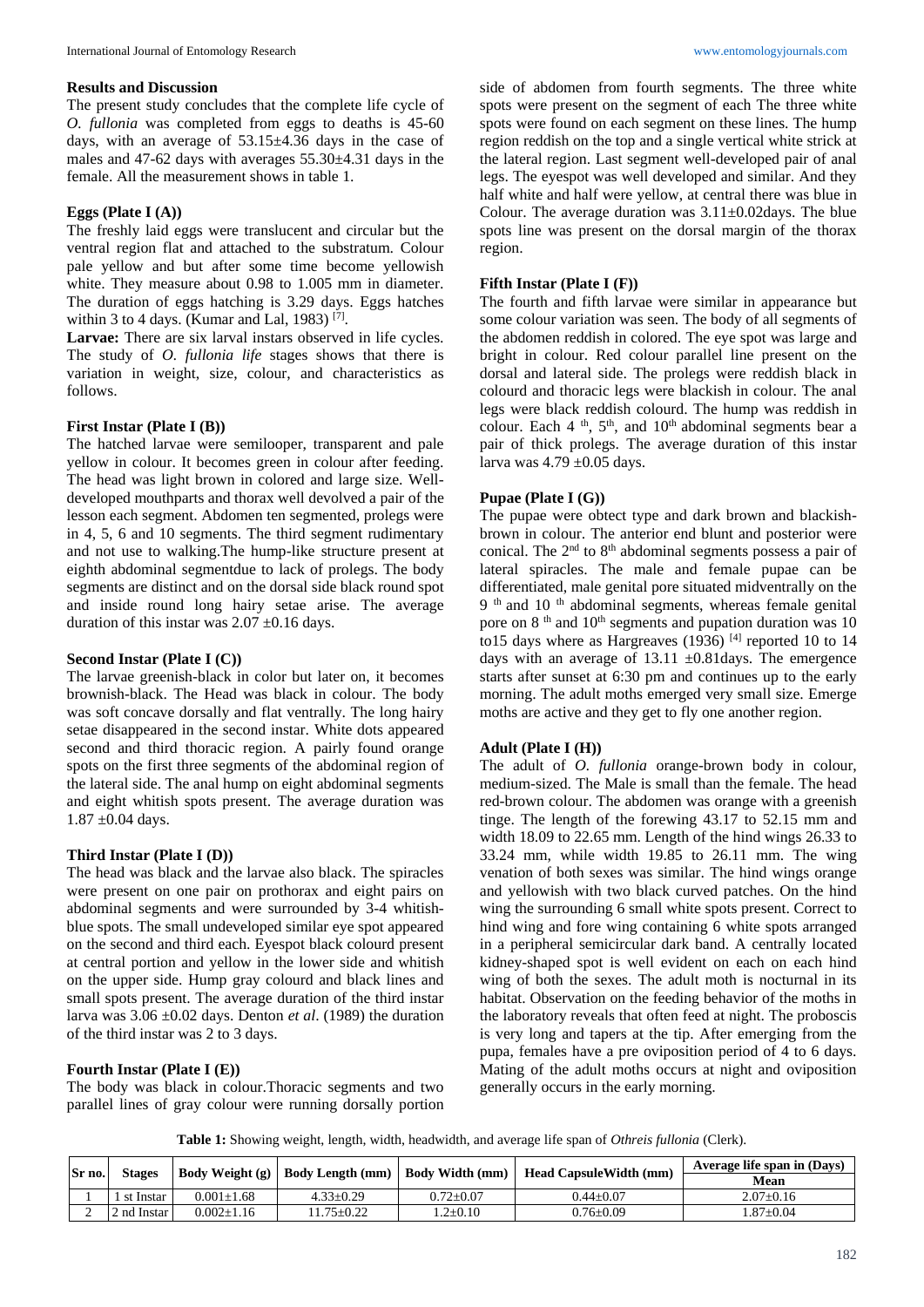## Results and Discussion

The present study concludes that the complete life cycle of *O. fullonia* was completed from eggs to deaths is 45-60 days, with an average of 53.15±4.36 days in the case of males and 47-62 days with averages 55.30±4.31 days in the female. All the measurement shows in table 1.

### Eggs (Plate I (A))

The freshly laid eggs were translucent and circular but the ventral region flat and attached to the substratum. Colour pale yellow and but after some time become yellowish white. They measure about 0.98 to 1.005 mm in diameter. The duration of eggs hatching is 3.29 days. Eggs hatches within 3 to 4 days. (Kumar and Lal, 1983) [7].

**Larvae:** There are six larval instars observed in life cycles. The study of *O. fullonia life* stages shows that there is variation in weight, size, colour, and characteristics as follows.

### First Instar (Plate I (B))

The hatched larvae were semilooper, transparent and pale yellow in colour. It becomes green in colour after feeding. The head was light brown in colored and large size. Well-developed mouthparts and thorax well devolved a pair of the lesson each segment. Abdomen ten segmented, prolegs were in 4, 5, 6 and 10 segments. The third segment rudimentary and not use to walking.The hump-like structure present at eighth abdominal segmentdue to lack of prolegs. The body segments are distinct and on the dorsal side black round spot and inside round long hairy setae arise. The average duration of this instar was 2.07 ±0.16 days.

### Second Instar (Plate I (C))

The larvae greenish-black in color but later on, it becomes brownish-black. The Head was black in colour. The body was soft concave dorsally and flat ventrally. The long hairy setae disappeared in the second instar. White dots appeared second and third thoracic region. A pairly found orange spots on the first three segments of the abdominal region of the lateral side. The anal hump on eight abdominal segments and eight whitish spots present. The average duration was 1.87 ±0.04 days.

### Third Instar (Plate I (D))

The head was black and the larvae also black. The spiracles were present on one pair on prothorax and eight pairs on abdominal segments and were surrounded by 3-4 whitish-blue spots. The small undeveloped similar eye spot appeared on the second and third each. Eyespot black colourd present at central portion and yellow in the lower side and whitish on the upper side. Hump gray colourd and black lines and small spots present. The average duration of the third instar larva was 3.06 ±0.02 days. Denton *et al*. (1989) the duration of the third instar was 2 to 3 days.

### Fourth Instar (Plate I (E))

The body was black in colour.Thoracic segments and two parallel lines of gray colour were running dorsally portion side of abdomen from fourth segments. The three white spots were present on the segment of each The three white spots were found on each segment on these lines. The hump region reddish on the top and a single vertical white strick at the lateral region. Last segment well-developed pair of anal legs. The eyespot was well developed and similar. And they half white and half were yellow, at central there was blue in Colour. The average duration was 3.11±0.02days. The blue spots line was present on the dorsal margin of the thorax region.

### Fifth Instar (Plate I (F))

The fourth and fifth larvae were similar in appearance but some colour variation was seen. The body of all segments of the abdomen reddish in colored. The eye spot was large and bright in colour. Red colour parallel line present on the dorsal and lateral side. The prolegs were reddish black in colourd and thoracic legs were blackish in colour. The anal legs were black reddish colourd. The hump was reddish in colour. Each 4 th, 5th, and 10th abdominal segments bear a pair of thick prolegs. The average duration of this instar larva was 4.79 ±0.05 days.

### Pupae (Plate I (G))

The pupae were obtect type and dark brown and blackish-brown in colour. The anterior end blunt and posterior were conical. The 2nd to 8th abdominal segments possess a pair of lateral spiracles. The male and female pupae can be differentiated, male genital pore situated midventrally on the 9 th and 10 th abdominal segments, whereas female genital pore on 8 th and 10th segments and pupation duration was 10 to15 days where as Hargreaves (1936) [4] reported 10 to 14 days with an average of 13.11 ±0.81days. The emergence starts after sunset at 6:30 pm and continues up to the early morning. The adult moths emerged very small size. Emerge moths are active and they get to fly one another region.

### Adult (Plate I (H))

The adult of *O. fullonia* orange-brown body in colour, medium-sized. The Male is small than the female. The head red-brown colour. The abdomen was orange with a greenish tinge. The length of the forewing 43.17 to 52.15 mm and width 18.09 to 22.65 mm. Length of the hind wings 26.33 to 33.24 mm, while width 19.85 to 26.11 mm. The wing venation of both sexes was similar. The hind wings orange and yellowish with two black curved patches. On the hind wing the surrounding 6 small white spots present. Correct to hind wing and fore wing containing 6 white spots arranged in a peripheral semicircular dark band. A centrally located kidney-shaped spot is well evident on each on each hind wing of both the sexes. The adult moth is nocturnal in its habitat. Observation on the feeding behavior of the moths in the laboratory reveals that often feed at night. The proboscis is very long and tapers at the tip. After emerging from the pupa, females have a pre oviposition period of 4 to 6 days. Mating of the adult moths occurs at night and oviposition generally occurs in the early morning.

**Table 1:** Showing weight, length, width, headwidth, and average life span of *Othreis fullonia* (Clerk).

| Sr no. | Stages | Body Weight (g) | Body Length (mm) | Body Width (mm) | Head CapsuleWidth (mm) | Average life span in (Days) |
|---|---|---|---|---|---|---|
| | | | | | | Mean |
| 1 | 1 st Instar | 0.001±1.68 | 4.33±0.29 | 0.72±0.07 | 0.44±0.07 | 2.07±0.16 |
| 2 | 2 nd Instar | 0.002±1.16 | 11.75±0.22 | 1.2±0.10 | 0.76±0.09 | 1.87±0.04 |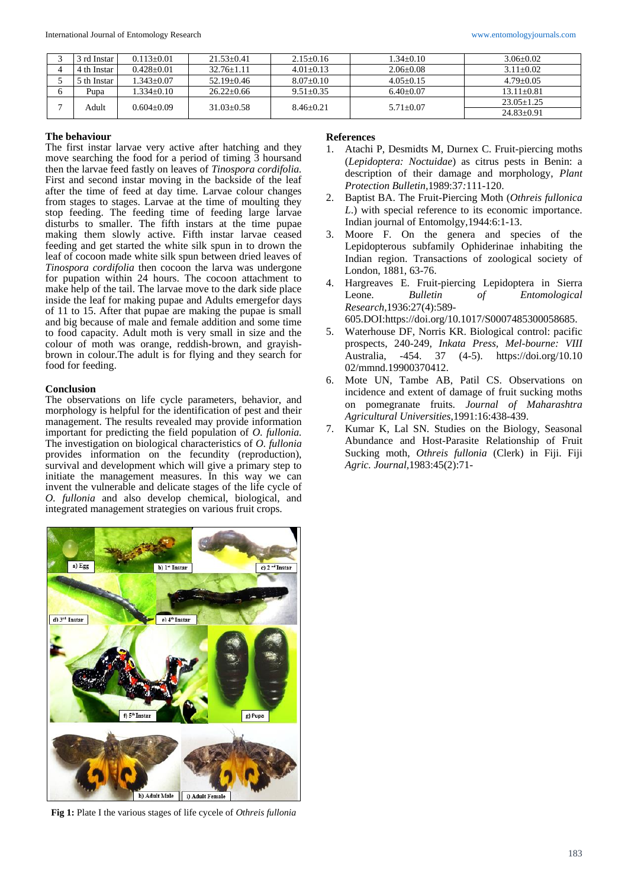| | | | | | | |
|---|---|---|---|---|---|---|
| 3 | 3 rd Instar | 0.113±0.01 | 21.53±0.41 | 2.15±0.16 | 1.34±0.10 | 3.06±0.02 |
| 4 | 4 th Instar | 0.428±0.01 | 32.76±1.11 | 4.01±0.13 | 2.06±0.08 | 3.11±0.02 |
| 5 | 5 th Instar | 1.343±0.07 | 52.19±0.46 | 8.07±0.10 | 4.05±0.15 | 4.79±0.05 |
| 6 | Pupa | 1.334±0.10 | 26.22±0.66 | 9.51±0.35 | 6.40±0.07 | 13.11±0.81 |
| 7 | Adult | 0.604±0.09 | 31.03±0.58 | 8.46±0.21 | 5.71±0.07 | 23.05±1.25 |
| | | | | | | 24.83±0.91 |

### The behaviour

The first instar larvae very active after hatching and they move searching the food for a period of timing 3 hoursand then the larvae feed fastly on leaves of *Tinospora cordifolia.* First and second instar moving in the backside of the leaf after the time of feed at day time. Larvae colour changes from stages to stages. Larvae at the time of moulting they stop feeding. The feeding time of feeding large larvae disturbs to smaller. The fifth instars at the time pupae making them slowly active. Fifth instar larvae ceased feeding and get started the white silk spun in to drown the leaf of cocoon made white silk spun between dried leaves of *Tinospora cordifolia* then cocoon the larva was undergone for pupation within 24 hours. The cocoon attachment to make help of the tail. The larvae move to the dark side place inside the leaf for making pupae and Adults emergefor days of 11 to 15. After that pupae are making the pupae is small and big because of male and female addition and some time to food capacity. Adult moth is very small in size and the colour of moth was orange, reddish-brown, and grayish-brown in colour.The adult is for flying and they search for food for feeding.

### Conclusion

The observations on life cycle parameters, behavior, and morphology is helpful for the identification of pest and their management. The results revealed may provide information important for predicting the field population of *O. fullonia.* The investigation on biological characteristics of *O. fullonia* provides information on the fecundity (reproduction), survival and development which will give a primary step to initiate the management measures. In this way we can invent the vulnerable and delicate stages of the life cycle of *O. fullonia* and also develop chemical, biological, and integrated management strategies on various fruit crops.

a) Egg
b) 1st Instar
c) 2nd Instar
d) 3rd Instar
e) 4th Instar
f) 5th Instar
g) Pupa
h) Adult Male
i) Adult Female

**Fig 1:** Plate I the various stages of life cycele of *Othreis fullonia*

### References

1. Atachi P, Desmidts M, Durnex C. Fruit-piercing moths (*Lepidoptera: Noctuidae*) as citrus pests in Benin: a description of their damage and morphology, *Plant Protection Bulletin*,1989:37:111-120.
2. Baptist BA. The Fruit-Piercing Moth (*Othreis fullonica L.*) with special reference to its economic importance. Indian journal of Entomolgy,1944:6:1-13.
3. Moore F. On the genera and species of the Lepidopterous subfamily Ophiderinae inhabiting the Indian region. Transactions of zoological society of London, 1881, 63-76.
4. Hargreaves E. Fruit-piercing Lepidoptera in Sierra Leone. *Bulletin of Entomological Research*,1936:27(4):589-605.DOI:https://doi.org/10.1017/S0007485300058685.
5. Waterhouse DF, Norris KR. Biological control: pacific prospects, 240-249, *Inkata Press, Mel-bourne: VIII* Australia, -454. 37 (4-5). https://doi.org/10.1002/mmnd.19900370412.
6. Mote UN, Tambe AB, Patil CS. Observations on incidence and extent of damage of fruit sucking moths on pomegranate fruits. *Journal of Maharashtra Agricultural Universities*,1991:16:438-439.
7. Kumar K, Lal SN. Studies on the Biology, Seasonal Abundance and Host-Parasite Relationship of Fruit Sucking moth, *Othreis fullonia* (Clerk) in Fiji. *Fiji Agric. Journal*,1983:45(2):71-